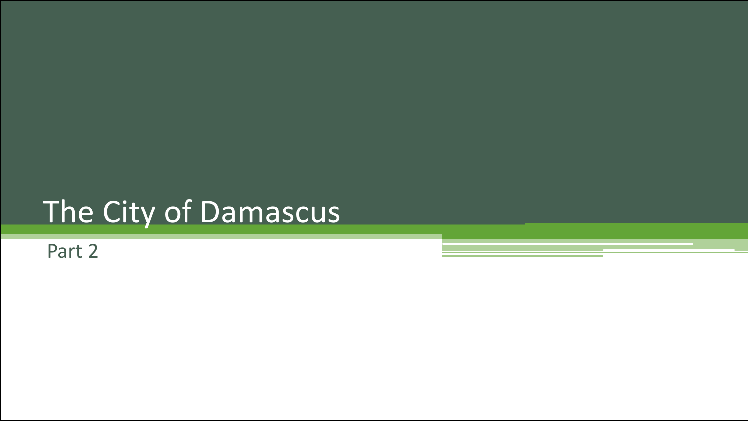# The City of Damascus

Part 2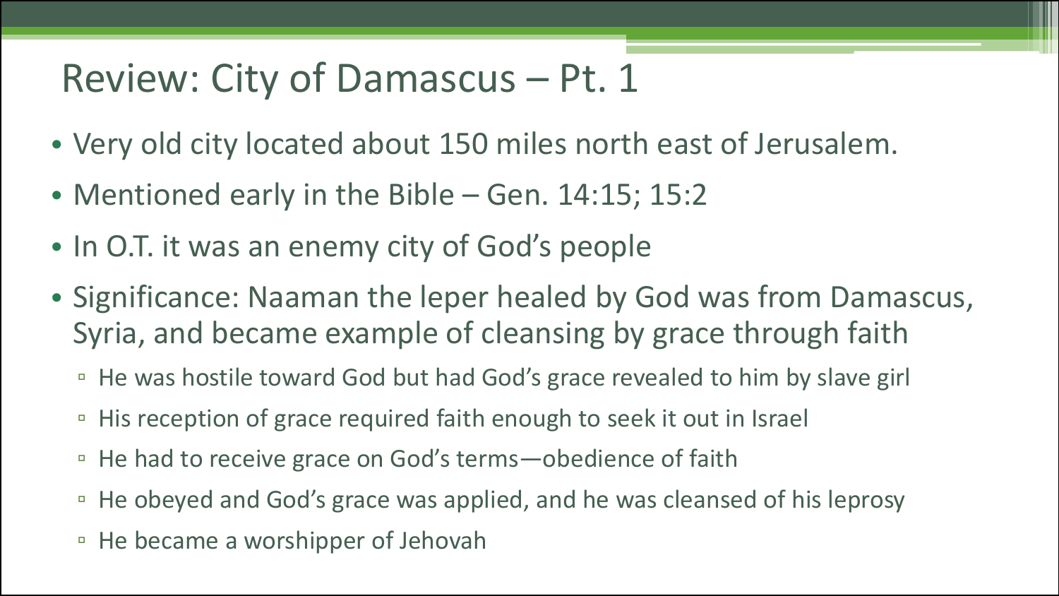# Review: City of Damascus – Pt. 1

- Very old city located about 150 miles north east of Jerusalem.
- Mentioned early in the Bible – Gen. 14:15; 15:2
- In O.T. it was an enemy city of God's people
- Significance: Naaman the leper healed by God was from Damascus, Syria, and became example of cleansing by grace through faith
  - He was hostile toward God but had God's grace revealed to him by slave girl
  - His reception of grace required faith enough to seek it out in Israel
  - He had to receive grace on God's terms—obedience of faith
  - He obeyed and God's grace was applied, and he was cleansed of his leprosy
  - He became a worshipper of Jehovah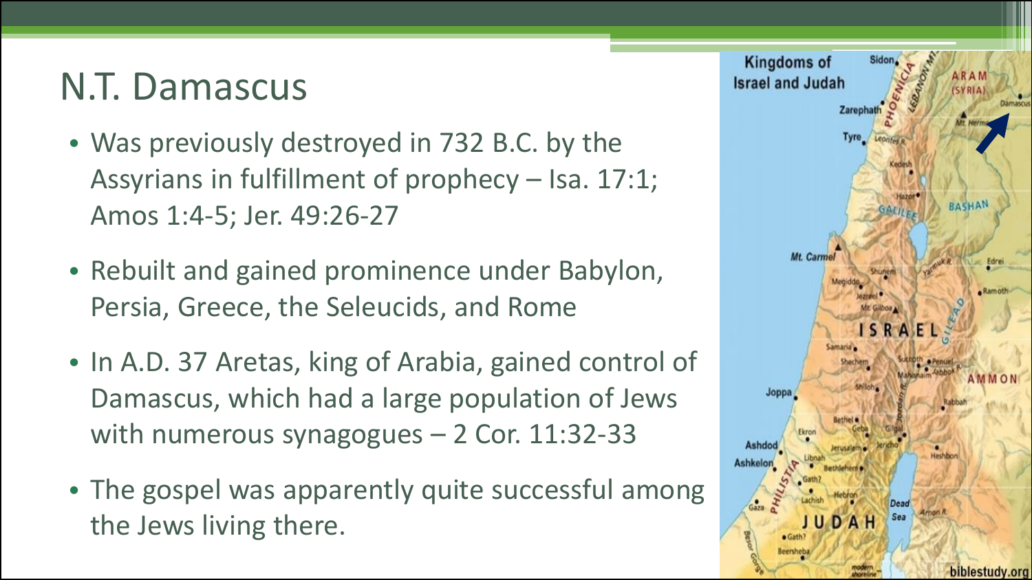# N.T. Damascus

- Was previously destroyed in 732 B.C. by the Assyrians in fulfillment of prophecy – Isa. 17:1; Amos 1:4-5; Jer. 49:26-27
- Rebuilt and gained prominence under Babylon, Persia, Greece, the Seleucids, and Rome
- In A.D. 37 Aretas, king of Arabia, gained control of Damascus, which had a large population of Jews with numerous synagogues – 2 Cor. 11:32-33
- The gospel was apparently quite successful among the Jews living there.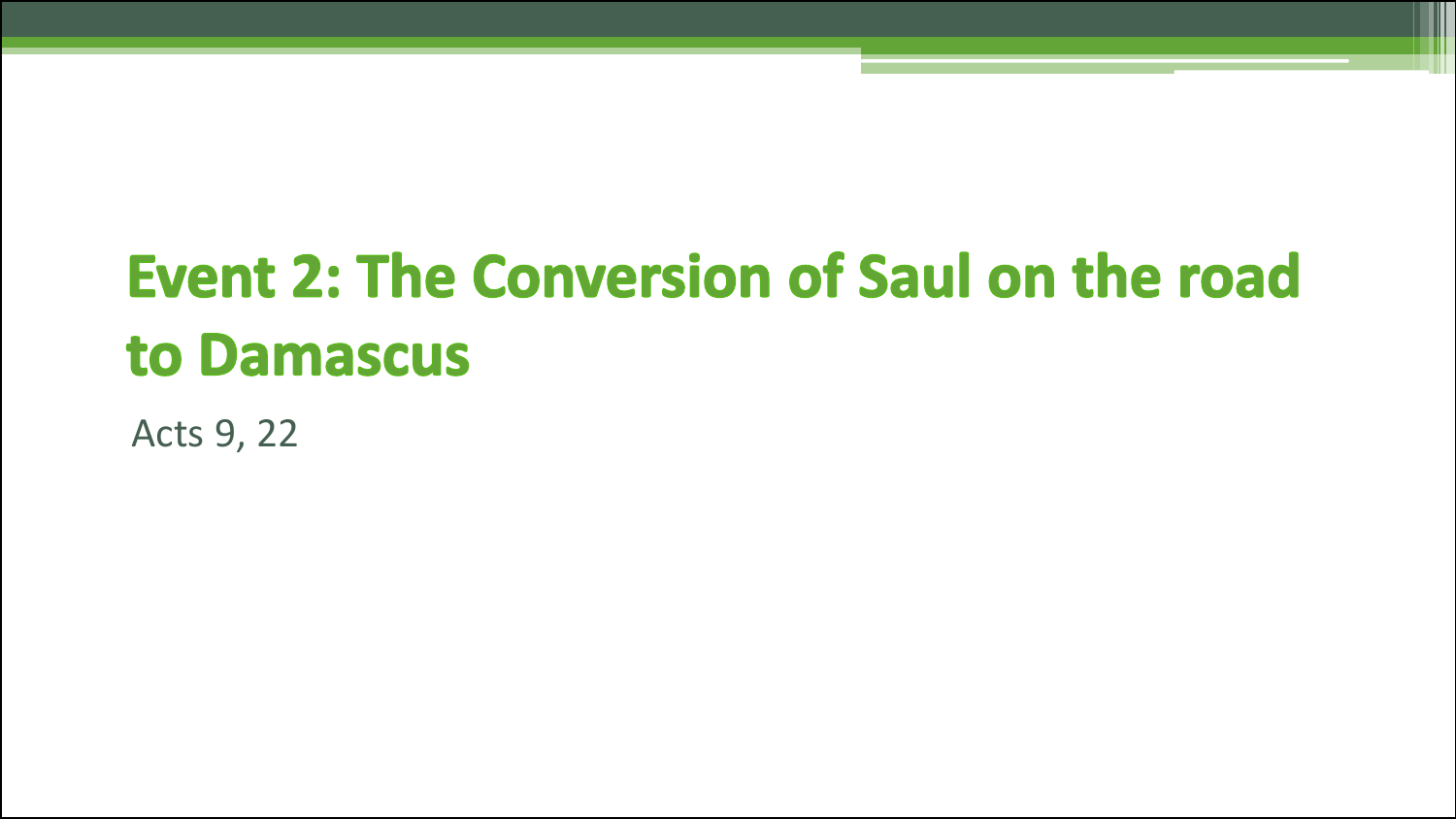# Event 2: The Conversion of Saul on the road to Damascus

Acts 9, 22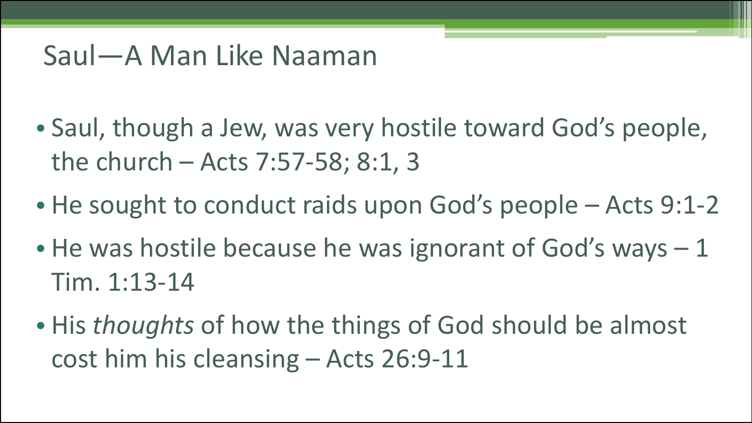# Saul—A Man Like Naaman

- Saul, though a Jew, was very hostile toward God's people, the church – Acts 7:57-58; 8:1, 3
- He sought to conduct raids upon God's people – Acts 9:1-2
- He was hostile because he was ignorant of God's ways – 1 Tim. 1:13-14
- His *thoughts* of how the things of God should be almost cost him his cleansing – Acts 26:9-11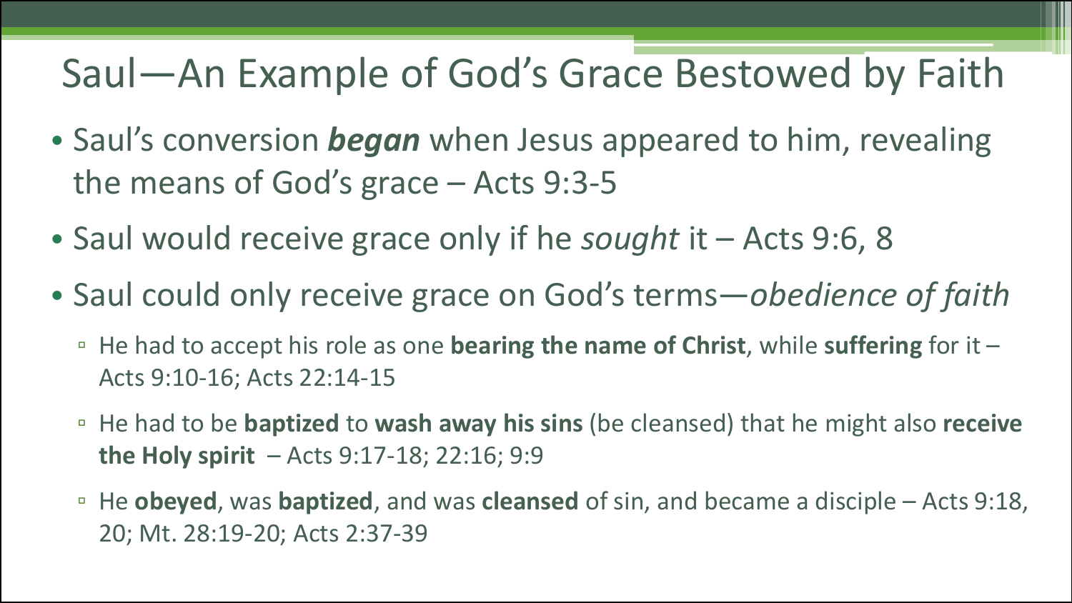# Saul—An Example of God's Grace Bestowed by Faith

- Saul's conversion ***began*** when Jesus appeared to him, revealing the means of God's grace – Acts 9:3-5
- Saul would receive grace only if he *sought* it – Acts 9:6, 8
- Saul could only receive grace on God's terms—*obedience of faith*
  - He had to accept his role as one **bearing the name of Christ**, while **suffering** for it – Acts 9:10-16; Acts 22:14-15
  - He had to be **baptized** to **wash away his sins** (be cleansed) that he might also **receive the Holy spirit** – Acts 9:17-18; 22:16; 9:9
  - He **obeyed**, was **baptized**, and was **cleansed** of sin, and became a disciple – Acts 9:18, 20; Mt. 28:19-20; Acts 2:37-39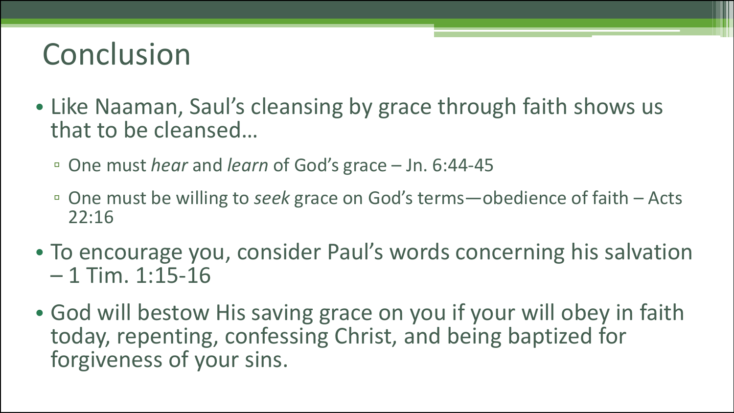# Conclusion

- Like Naaman, Saul's cleansing by grace through faith shows us that to be cleansed…
  - One must *hear* and *learn* of God's grace – Jn. 6:44-45
  - One must be willing to *seek* grace on God's terms—obedience of faith – Acts 22:16
- To encourage you, consider Paul's words concerning his salvation – 1 Tim. 1:15-16
- God will bestow His saving grace on you if your will obey in faith today, repenting, confessing Christ, and being baptized for forgiveness of your sins.